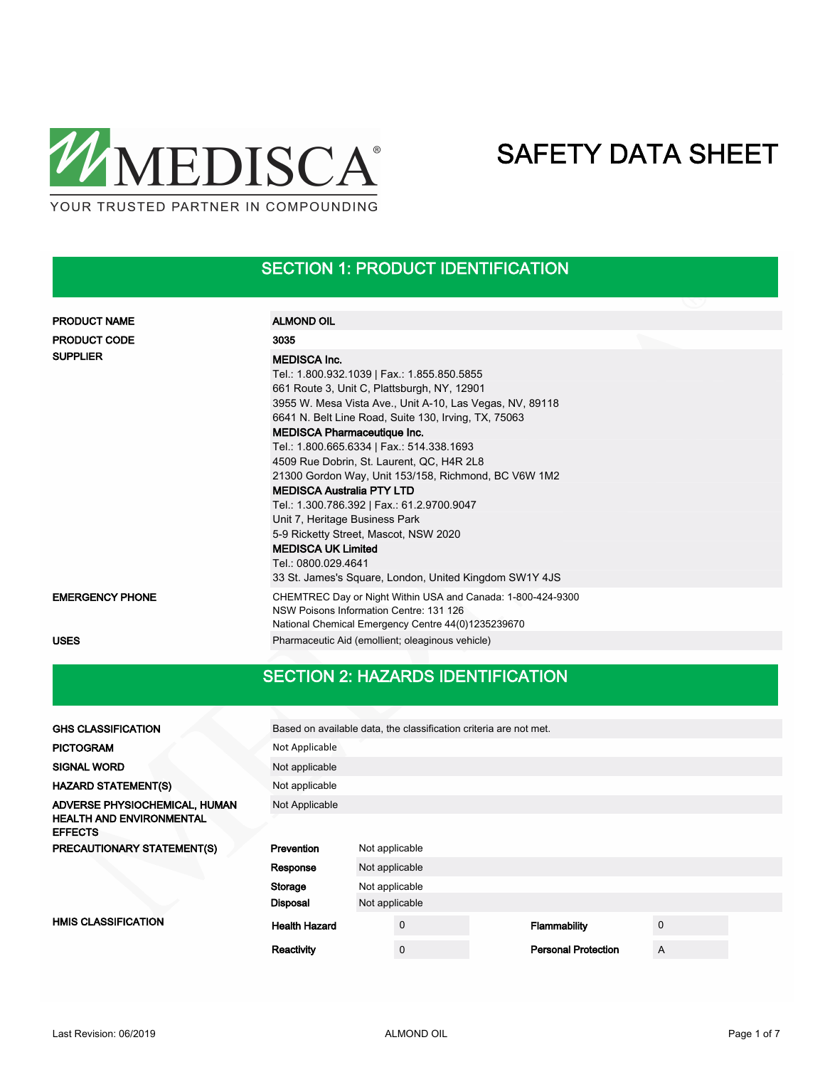MEDISCA®

YOUR TRUSTED PARTNER IN COMPOUNDING

# SAFETY DATA SHEET

## SECTION 1: PRODUCT IDENTIFICATION

| | |
|---|---|
| **PRODUCT NAME** | **ALMOND OIL** |
| **PRODUCT CODE** | **3035** |
| **SUPPLIER** | **MEDISCA Inc.**<br>Tel.: 1.800.932.1039 \| Fax.: 1.855.850.5855<br>661 Route 3, Unit C, Plattsburgh, NY, 12901<br>3955 W. Mesa Vista Ave., Unit A-10, Las Vegas, NV, 89118<br>6641 N. Belt Line Road, Suite 130, Irving, TX, 75063<br>**MEDISCA Pharmaceutique Inc.**<br>Tel.: 1.800.665.6334 \| Fax.: 514.338.1693<br>4509 Rue Dobrin, St. Laurent, QC, H4R 2L8<br>21300 Gordon Way, Unit 153/158, Richmond, BC V6W 1M2<br>**MEDISCA Australia PTY LTD**<br>Tel.: 1.300.786.392 \| Fax.: 61.2.9700.9047<br>Unit 7, Heritage Business Park<br>5-9 Ricketty Street, Mascot, NSW 2020<br>**MEDISCA UK Limited**<br>Tel.: 0800.029.4641<br>33 St. James's Square, London, United Kingdom SW1Y 4JS |
| **EMERGENCY PHONE** | CHEMTREC Day or Night Within USA and Canada: 1-800-424-9300<br>NSW Poisons Information Centre: 131 126<br>National Chemical Emergency Centre 44(0)1235239670 |
| **USES** | Pharmaceutic Aid (emollient; oleaginous vehicle) |

## SECTION 2: HAZARDS IDENTIFICATION

| | |
|---|---|
| **GHS CLASSIFICATION** | Based on available data, the classification criteria are not met. |
| **PICTOGRAM** | Not Applicable |
| **SIGNAL WORD** | Not applicable |
| **HAZARD STATEMENT(S)** | Not applicable |
| **ADVERSE PHYSIOCHEMICAL, HUMAN HEALTH AND ENVIRONMENTAL EFFECTS** | Not Applicable |

**PRECAUTIONARY STATEMENT(S)**

| | |
|---|---|
| **Prevention** | Not applicable |
| **Response** | Not applicable |
| **Storage** | Not applicable |
| **Disposal** | Not applicable |

**HMIS CLASSIFICATION**

| | | | |
|---|---|---|---|
| **Health Hazard** | 0 | **Flammability** | 0 |
| **Reactivity** | 0 | **Personal Protection** | A |

Last Revision: 06/2019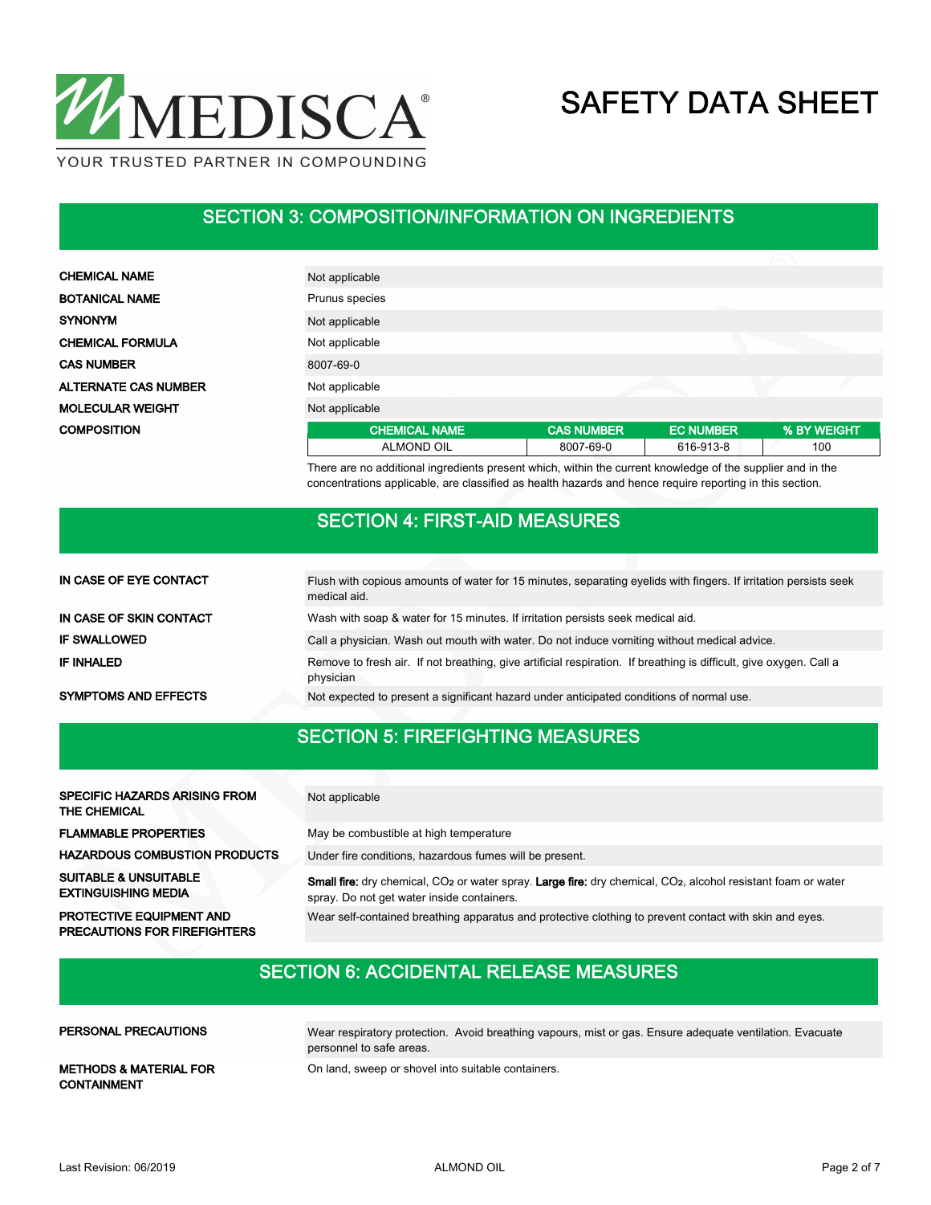## SECTION 3: COMPOSITION/INFORMATION ON INGREDIENTS

| | |
|---|---|
| **CHEMICAL NAME** | Not applicable |
| **BOTANICAL NAME** | Prunus species |
| **SYNONYM** | Not applicable |
| **CHEMICAL FORMULA** | Not applicable |
| **CAS NUMBER** | 8007-69-0 |
| **ALTERNATE CAS NUMBER** | Not applicable |
| **MOLECULAR WEIGHT** | Not applicable |

**COMPOSITION**

| CHEMICAL NAME | CAS NUMBER | EC NUMBER | % BY WEIGHT |
|---|---|---|---|
| ALMOND OIL | 8007-69-0 | 616-913-8 | 100 |

There are no additional ingredients present which, within the current knowledge of the supplier and in the concentrations applicable, are classified as health hazards and hence require reporting in this section.

## SECTION 4: FIRST-AID MEASURES

| | |
|---|---|
| **IN CASE OF EYE CONTACT** | Flush with copious amounts of water for 15 minutes, separating eyelids with fingers. If irritation persists seek medical aid. |
| **IN CASE OF SKIN CONTACT** | Wash with soap & water for 15 minutes. If irritation persists seek medical aid. |
| **IF SWALLOWED** | Call a physician. Wash out mouth with water. Do not induce vomiting without medical advice. |
| **IF INHALED** | Remove to fresh air. If not breathing, give artificial respiration. If breathing is difficult, give oxygen. Call a physician |
| **SYMPTOMS AND EFFECTS** | Not expected to present a significant hazard under anticipated conditions of normal use. |

## SECTION 5: FIREFIGHTING MEASURES

| | |
|---|---|
| **SPECIFIC HAZARDS ARISING FROM THE CHEMICAL** | Not applicable |
| **FLAMMABLE PROPERTIES** | May be combustible at high temperature |
| **HAZARDOUS COMBUSTION PRODUCTS** | Under fire conditions, hazardous fumes will be present. |
| **SUITABLE & UNSUITABLE EXTINGUISHING MEDIA** | **Small fire:** dry chemical, $CO_2$ or water spray. **Large fire:** dry chemical, $CO_2$, alcohol resistant foam or water spray. Do not get water inside containers. |
| **PROTECTIVE EQUIPMENT AND PRECAUTIONS FOR FIREFIGHTERS** | Wear self-contained breathing apparatus and protective clothing to prevent contact with skin and eyes. |

## SECTION 6: ACCIDENTAL RELEASE MEASURES

| | |
|---|---|
| **PERSONAL PRECAUTIONS** | Wear respiratory protection. Avoid breathing vapours, mist or gas. Ensure adequate ventilation. Evacuate personnel to safe areas. |
| **METHODS & MATERIAL FOR CONTAINMENT** | On land, sweep or shovel into suitable containers. |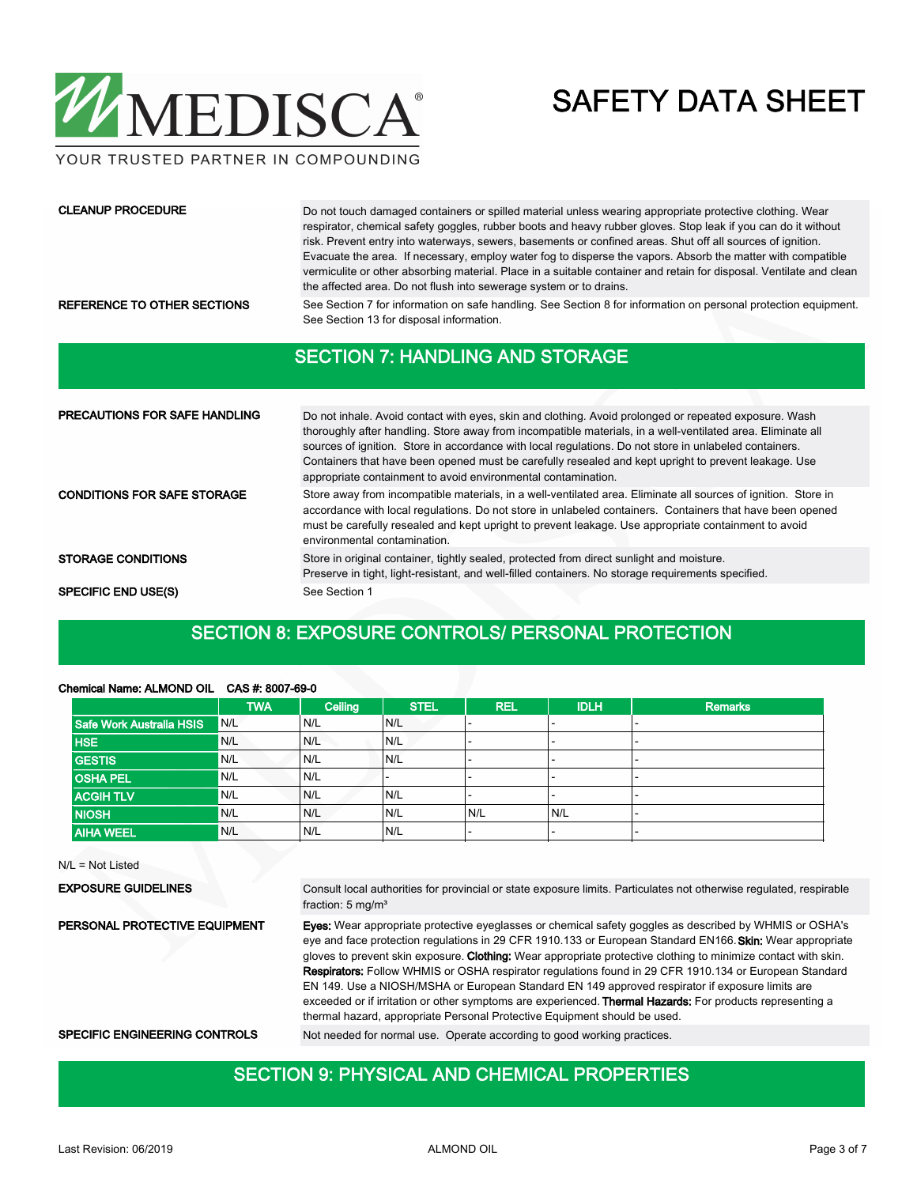**CLEANUP PROCEDURE**

Do not touch damaged containers or spilled material unless wearing appropriate protective clothing. Wear respirator, chemical safety goggles, rubber boots and heavy rubber gloves. Stop leak if you can do it without risk. Prevent entry into waterways, sewers, basements or confined areas. Shut off all sources of ignition. Evacuate the area. If necessary, employ water fog to disperse the vapors. Absorb the matter with compatible vermiculite or other absorbing material. Place in a suitable container and retain for disposal. Ventilate and clean the affected area. Do not flush into sewerage system or to drains.

**REFERENCE TO OTHER SECTIONS**

See Section 7 for information on safe handling. See Section 8 for information on personal protection equipment. See Section 13 for disposal information.

## SECTION 7: HANDLING AND STORAGE

**PRECAUTIONS FOR SAFE HANDLING**

Do not inhale. Avoid contact with eyes, skin and clothing. Avoid prolonged or repeated exposure. Wash thoroughly after handling. Store away from incompatible materials, in a well-ventilated area. Eliminate all sources of ignition. Store in accordance with local regulations. Do not store in unlabeled containers. Containers that have been opened must be carefully resealed and kept upright to prevent leakage. Use appropriate containment to avoid environmental contamination.

**CONDITIONS FOR SAFE STORAGE**

Store away from incompatible materials, in a well-ventilated area. Eliminate all sources of ignition. Store in accordance with local regulations. Do not store in unlabeled containers. Containers that have been opened must be carefully resealed and kept upright to prevent leakage. Use appropriate containment to avoid environmental contamination.

**STORAGE CONDITIONS**

Store in original container, tightly sealed, protected from direct sunlight and moisture.
Preserve in tight, light-resistant, and well-filled containers. No storage requirements specified.

**SPECIFIC END USE(S)**

See Section 1

## SECTION 8: EXPOSURE CONTROLS/ PERSONAL PROTECTION

**Chemical Name: ALMOND OIL CAS #: 8007-69-0**

| | TWA | Ceiling | STEL | REL | IDLH | Remarks |
|---|---|---|---|---|---|---|
| Safe Work Australia HSIS | N/L | N/L | N/L | - | - | - |
| HSE | N/L | N/L | N/L | - | - | - |
| GESTIS | N/L | N/L | N/L | - | - | - |
| OSHA PEL | N/L | N/L | - | - | - | - |
| ACGIH TLV | N/L | N/L | N/L | - | - | - |
| NIOSH | N/L | N/L | N/L | N/L | N/L | - |
| AIHA WEEL | N/L | N/L | N/L | - | - | - |

N/L = Not Listed

**EXPOSURE GUIDELINES**

Consult local authorities for provincial or state exposure limits. Particulates not otherwise regulated, respirable fraction: 5 mg/m³

**PERSONAL PROTECTIVE EQUIPMENT**

**Eyes:** Wear appropriate protective eyeglasses or chemical safety goggles as described by WHMIS or OSHA's eye and face protection regulations in 29 CFR 1910.133 or European Standard EN166. **Skin:** Wear appropriate gloves to prevent skin exposure. **Clothing:** Wear appropriate protective clothing to minimize contact with skin. **Respirators:** Follow WHMIS or OSHA respirator regulations found in 29 CFR 1910.134 or European Standard EN 149. Use a NIOSH/MSHA or European Standard EN 149 approved respirator if exposure limits are exceeded or if irritation or other symptoms are experienced. **Thermal Hazards:** For products representing a thermal hazard, appropriate Personal Protective Equipment should be used.

**SPECIFIC ENGINEERING CONTROLS**

Not needed for normal use. Operate according to good working practices.

## SECTION 9: PHYSICAL AND CHEMICAL PROPERTIES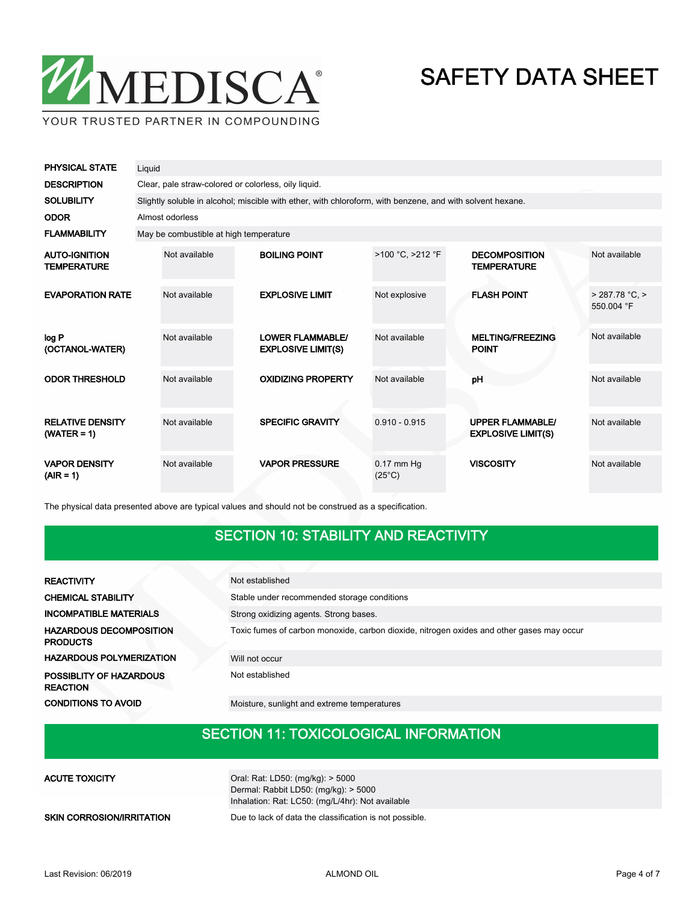| | |
|---|---|
| **PHYSICAL STATE** | Liquid |
| **DESCRIPTION** | Clear, pale straw-colored or colorless, oily liquid. |
| **SOLUBILITY** | Slightly soluble in alcohol; miscible with ether, with chloroform, with benzene, and with solvent hexane. |
| **ODOR** | Almost odorless |
| **FLAMMABILITY** | May be combustible at high temperature |

| | | | | | |
|---|---|---|---|---|---|
| **AUTO-IGNITION TEMPERATURE** | Not available | **BOILING POINT** | >100 °C, >212 °F | **DECOMPOSITION TEMPERATURE** | Not available |
| **EVAPORATION RATE** | Not available | **EXPLOSIVE LIMIT** | Not explosive | **FLASH POINT** | > 287.78 °C, > 550.004 °F |
| **log P (OCTANOL-WATER)** | Not available | **LOWER FLAMMABLE/ EXPLOSIVE LIMIT(S)** | Not available | **MELTING/FREEZING POINT** | Not available |
| **ODOR THRESHOLD** | Not available | **OXIDIZING PROPERTY** | Not available | **pH** | Not available |
| **RELATIVE DENSITY (WATER = 1)** | Not available | **SPECIFIC GRAVITY** | 0.910 - 0.915 | **UPPER FLAMMABLE/ EXPLOSIVE LIMIT(S)** | Not available |
| **VAPOR DENSITY (AIR = 1)** | Not available | **VAPOR PRESSURE** | 0.17 mm Hg (25°C) | **VISCOSITY** | Not available |

The physical data presented above are typical values and should not be construed as a specification.

## SECTION 10: STABILITY AND REACTIVITY

| | |
|---|---|
| **REACTIVITY** | Not established |
| **CHEMICAL STABILITY** | Stable under recommended storage conditions |
| **INCOMPATIBLE MATERIALS** | Strong oxidizing agents. Strong bases. |
| **HAZARDOUS DECOMPOSITION PRODUCTS** | Toxic fumes of carbon monoxide, carbon dioxide, nitrogen oxides and other gases may occur |
| **HAZARDOUS POLYMERIZATION** | Will not occur |
| **POSSIBLITY OF HAZARDOUS REACTION** | Not established |
| **CONDITIONS TO AVOID** | Moisture, sunlight and extreme temperatures |

## SECTION 11: TOXICOLOGICAL INFORMATION

| | |
|---|---|
| **ACUTE TOXICITY** | Oral: Rat: LD50: (mg/kg): > 5000<br>Dermal: Rabbit LD50: (mg/kg): > 5000<br>Inhalation: Rat: LC50: (mg/L/4hr): Not available |
| **SKIN CORROSION/IRRITATION** | Due to lack of data the classification is not possible. |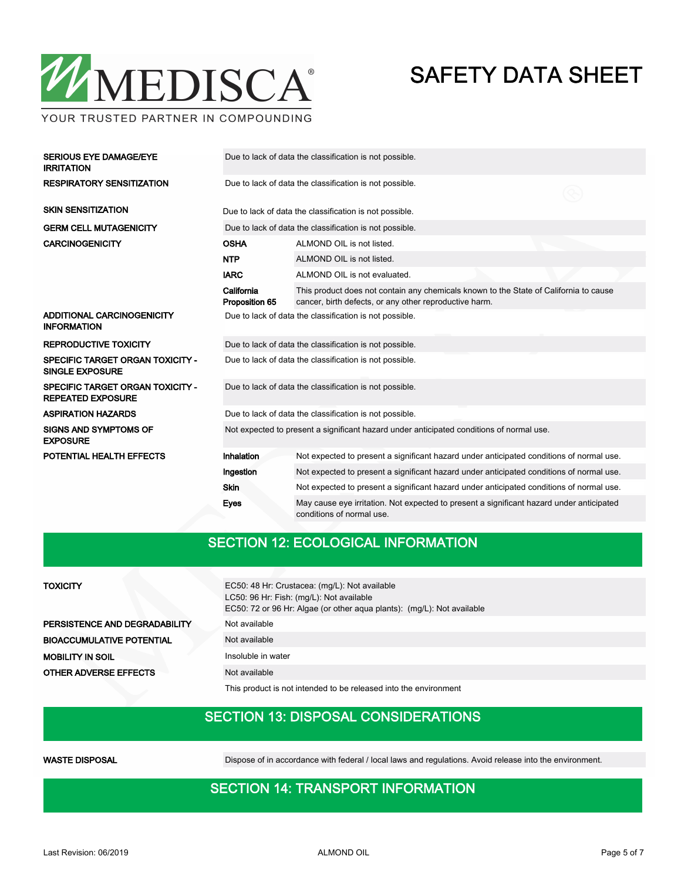| | | |
|---|---|---|
| **SERIOUS EYE DAMAGE/EYE IRRITATION** | Due to lack of data the classification is not possible. | |
| **RESPIRATORY SENSITIZATION** | Due to lack of data the classification is not possible. | |
| **SKIN SENSITIZATION** | Due to lack of data the classification is not possible. | |
| **GERM CELL MUTAGENICITY** | Due to lack of data the classification is not possible. | |
| **CARCINOGENICITY** | **OSHA** | ALMOND OIL is not listed. |
| | **NTP** | ALMOND OIL is not listed. |
| | **IARC** | ALMOND OIL is not evaluated. |
| | **California Proposition 65** | This product does not contain any chemicals known to the State of California to cause cancer, birth defects, or any other reproductive harm. |
| **ADDITIONAL CARCINOGENICITY INFORMATION** | Due to lack of data the classification is not possible. | |
| **REPRODUCTIVE TOXICITY** | Due to lack of data the classification is not possible. | |
| **SPECIFIC TARGET ORGAN TOXICITY - SINGLE EXPOSURE** | Due to lack of data the classification is not possible. | |
| **SPECIFIC TARGET ORGAN TOXICITY - REPEATED EXPOSURE** | Due to lack of data the classification is not possible. | |
| **ASPIRATION HAZARDS** | Due to lack of data the classification is not possible. | |
| **SIGNS AND SYMPTOMS OF EXPOSURE** | Not expected to present a significant hazard under anticipated conditions of normal use. | |
| **POTENTIAL HEALTH EFFECTS** | **Inhalation** | Not expected to present a significant hazard under anticipated conditions of normal use. |
| | **Ingestion** | Not expected to present a significant hazard under anticipated conditions of normal use. |
| | **Skin** | Not expected to present a significant hazard under anticipated conditions of normal use. |
| | **Eyes** | May cause eye irritation. Not expected to present a significant hazard under anticipated conditions of normal use. |

## SECTION 12: ECOLOGICAL INFORMATION

| | |
|---|---|
| **TOXICITY** | EC50: 48 Hr: Crustacea: (mg/L): Not available<br>LC50: 96 Hr: Fish: (mg/L): Not available<br>EC50: 72 or 96 Hr: Algae (or other aqua plants): (mg/L): Not available |
| **PERSISTENCE AND DEGRADABILITY** | Not available |
| **BIOACCUMULATIVE POTENTIAL** | Not available |
| **MOBILITY IN SOIL** | Insoluble in water |
| **OTHER ADVERSE EFFECTS** | Not available |
| | This product is not intended to be released into the environment |

## SECTION 13: DISPOSAL CONSIDERATIONS

| | |
|---|---|
| **WASTE DISPOSAL** | Dispose of in accordance with federal / local laws and regulations. Avoid release into the environment. |

## SECTION 14: TRANSPORT INFORMATION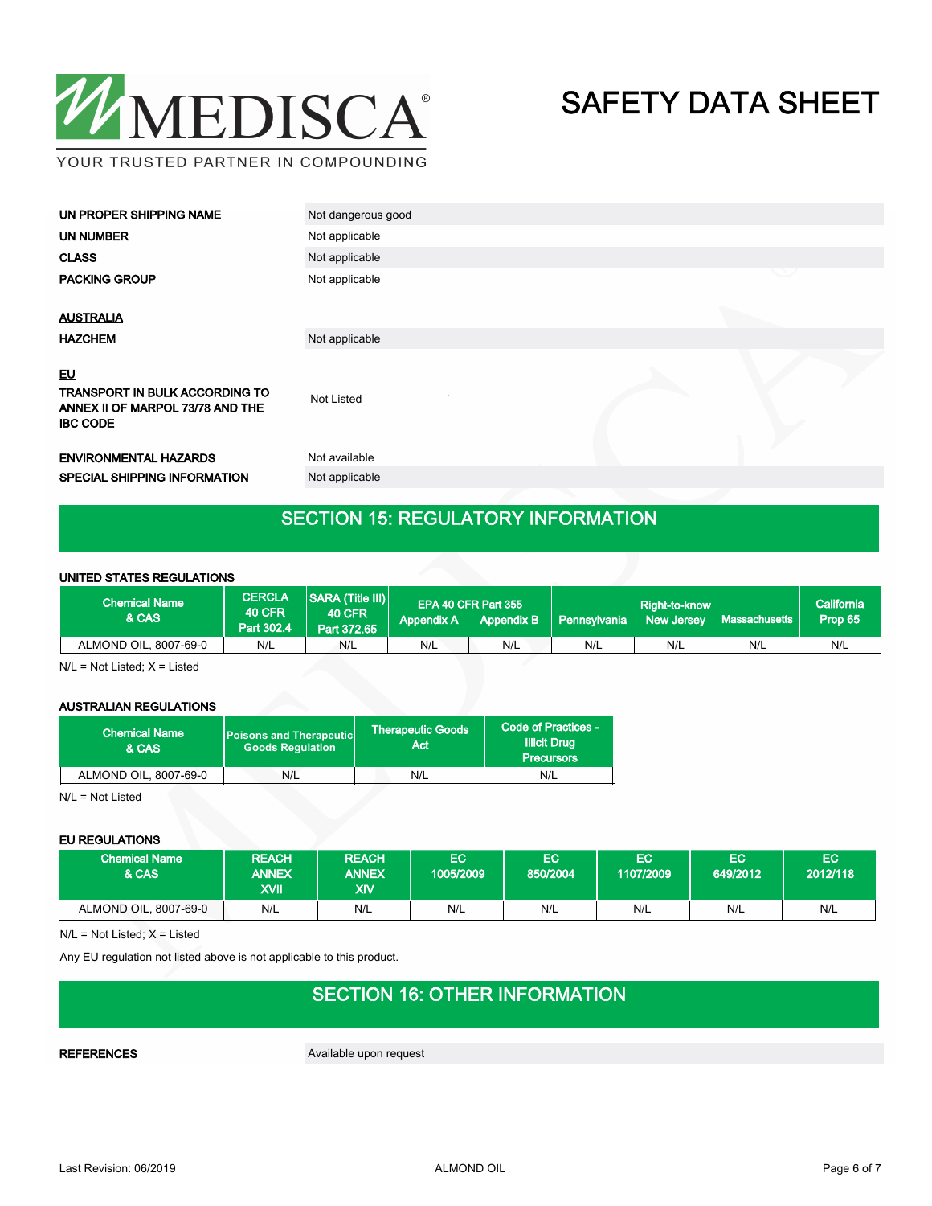| | |
|---|---|
| **UN PROPER SHIPPING NAME** | Not dangerous good |
| **UN NUMBER** | Not applicable |
| **CLASS** | Not applicable |
| **PACKING GROUP** | Not applicable |

**AUSTRALIA**

| | |
|---|---|
| **HAZCHEM** | Not applicable |

**EU**

| | |
|---|---|
| **TRANSPORT IN BULK ACCORDING TO ANNEX II OF MARPOL 73/78 AND THE IBC CODE** | Not Listed |
| **ENVIRONMENTAL HAZARDS** | Not available |
| **SPECIAL SHIPPING INFORMATION** | Not applicable |

## SECTION 15: REGULATORY INFORMATION

**UNITED STATES REGULATIONS**

| Chemical Name & CAS | CERCLA 40 CFR Part 302.4 | SARA (Title III) 40 CFR Part 372.65 | EPA 40 CFR Part 355 | | Right-to-know | | | California Prop 65 |
|---|---|---|---|---|---|---|---|---|
| | | | Appendix A | Appendix B | Pennsylvania | New Jersey | Massachusetts | |
| ALMOND OIL, 8007-69-0 | N/L | N/L | N/L | N/L | N/L | N/L | N/L | N/L |

N/L = Not Listed; X = Listed

**AUSTRALIAN REGULATIONS**

| Chemical Name & CAS | Poisons and Therapeutic Goods Regulation | Therapeutic Goods Act | Code of Practices - Illicit Drug Precursors |
|---|---|---|---|
| ALMOND OIL, 8007-69-0 | N/L | N/L | N/L |

N/L = Not Listed

**EU REGULATIONS**

| Chemical Name & CAS | REACH ANNEX XVII | REACH ANNEX XIV | EC 1005/2009 | EC 850/2004 | EC 1107/2009 | EC 649/2012 | EC 2012/118 |
|---|---|---|---|---|---|---|---|
| ALMOND OIL, 8007-69-0 | N/L | N/L | N/L | N/L | N/L | N/L | N/L |

N/L = Not Listed; X = Listed

Any EU regulation not listed above is not applicable to this product.

## SECTION 16: OTHER INFORMATION

| | |
|---|---|
| **REFERENCES** | Available upon request |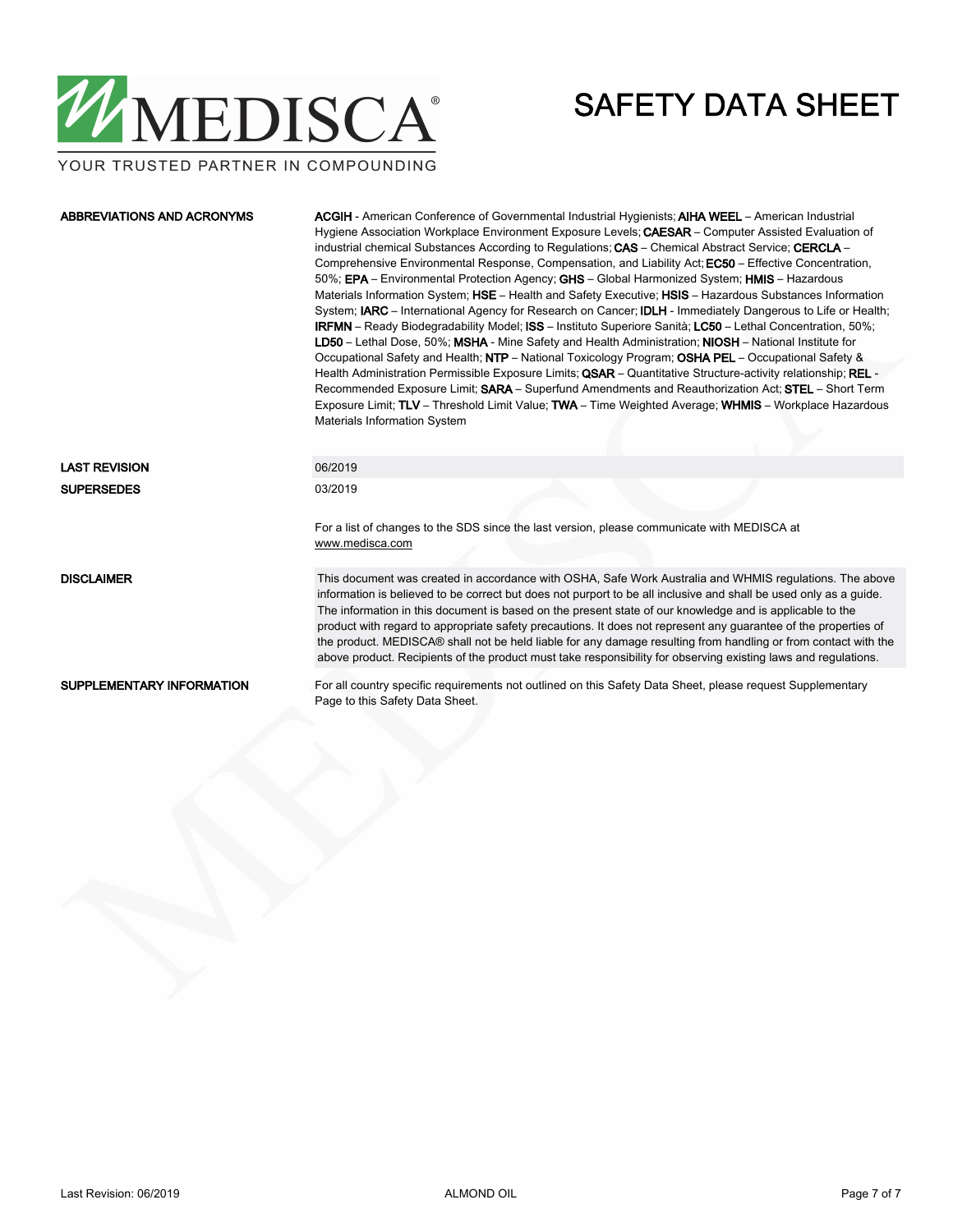**ABBREVIATIONS AND ACRONYMS**

**ACGIH** - American Conference of Governmental Industrial Hygienists; **AIHA WEEL** – American Industrial Hygiene Association Workplace Environment Exposure Levels; **CAESAR** – Computer Assisted Evaluation of industrial chemical Substances According to Regulations; **CAS** – Chemical Abstract Service; **CERCLA** – Comprehensive Environmental Response, Compensation, and Liability Act; **EC50** – Effective Concentration, 50%; **EPA** – Environmental Protection Agency; **GHS** – Global Harmonized System; **HMIS** – Hazardous Materials Information System; **HSE** – Health and Safety Executive; **HSIS** – Hazardous Substances Information System; **IARC** – International Agency for Research on Cancer; **IDLH** - Immediately Dangerous to Life or Health; **IRFMN** – Ready Biodegradability Model; **ISS** – Instituto Superiore Sanitá; **LC50** – Lethal Concentration, 50%; **LD50** – Lethal Dose, 50%; **MSHA** - Mine Safety and Health Administration; **NIOSH** – National Institute for Occupational Safety and Health; **NTP** – National Toxicology Program; **OSHA PEL** – Occupational Safety & Health Administration Permissible Exposure Limits; **QSAR** – Quantitative Structure-activity relationship; **REL** - Recommended Exposure Limit; **SARA** – Superfund Amendments and Reauthorization Act; **STEL** – Short Term Exposure Limit; **TLV** – Threshold Limit Value; **TWA** – Time Weighted Average; **WHMIS** – Workplace Hazardous Materials Information System

**LAST REVISION**

06/2019

**SUPERSEDES**

03/2019

For a list of changes to the SDS since the last version, please communicate with MEDISCA at www.medisca.com

**DISCLAIMER**

This document was created in accordance with OSHA, Safe Work Australia and WHMIS regulations. The above information is believed to be correct but does not purport to be all inclusive and shall be used only as a guide. The information in this document is based on the present state of our knowledge and is applicable to the product with regard to appropriate safety precautions. It does not represent any guarantee of the properties of the product. MEDISCA® shall not be held liable for any damage resulting from handling or from contact with the above product. Recipients of the product must take responsibility for observing existing laws and regulations.

**SUPPLEMENTARY INFORMATION**

For all country specific requirements not outlined on this Safety Data Sheet, please request Supplementary Page to this Safety Data Sheet.